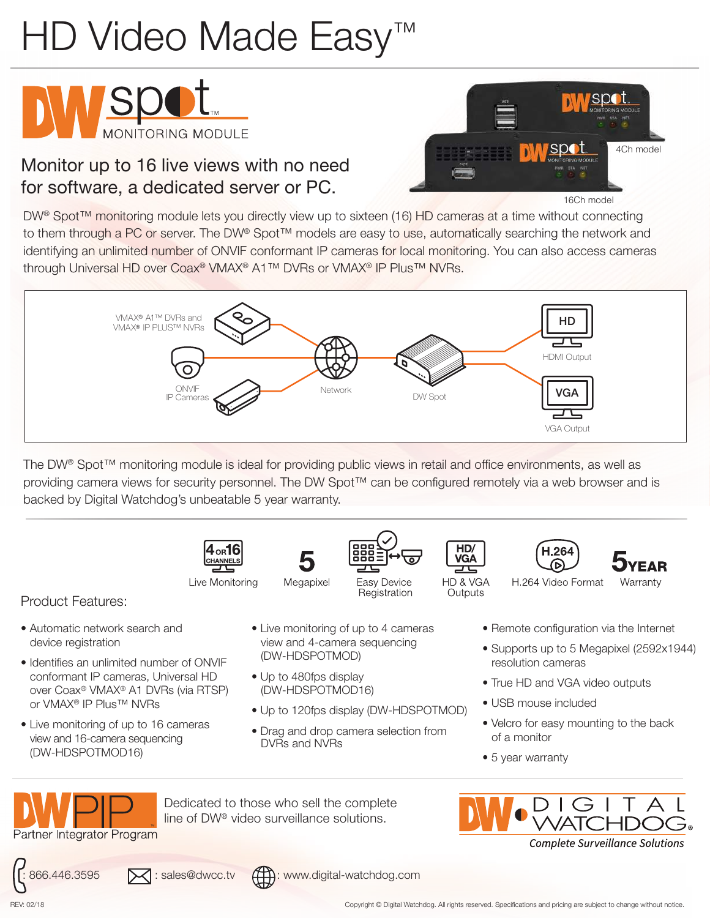# HD Video Made Easy™

## DW spot™ MONITORING MODULE

### Monitor up to 16 live views with no need for software, a dedicated server or PC.

4Ch model

16Ch model

DW® Spot™ monitoring module lets you directly view up to sixteen (16) HD cameras at a time without connecting to them through a PC or server. The DW® Spot™ models are easy to use, automatically searching the network and identifying an unlimited number of ONVIF conformant IP cameras for local monitoring. You can also access cameras through Universal HD over Coax® VMAX® A1™ DVRs or VMAX® IP Plus™ NVRs.

VMAX® A1™ DVRs and VMAX® IP PLUS™ NVRs

ONVIF IP Cameras

Network

DW Spot

HD — HDMI Output

VGA — VGA Output

The DW® Spot™ monitoring module is ideal for providing public views in retail and office environments, as well as providing camera views for security personnel. The DW Spot™ can be configured remotely via a web browser and is backed by Digital Watchdog's unbeatable 5 year warranty.

4 or 16 CHANNELS — Live Monitoring | 5 — Megapixel | Easy Device Registration | HD/VGA — HD & VGA Outputs | H.264 — H.264 Video Format | 5 YEAR — Warranty

### Product Features:

- Automatic network search and device registration
- Identifies an unlimited number of ONVIF conformant IP cameras, Universal HD over Coax® VMAX® A1 DVRs (via RTSP) or VMAX® IP Plus™ NVRs
- Live monitoring of up to 16 cameras view and 16-camera sequencing (DW-HDSPOTMOD16)
- Live monitoring of up to 4 cameras view and 4-camera sequencing (DW-HDSPOTMOD)
- Up to 480fps display (DW-HDSPOTMOD16)
- Up to 120fps display (DW-HDSPOTMOD)
- Drag and drop camera selection from DVRs and NVRs
- Remote configuration via the Internet
- Supports up to 5 Megapixel (2592x1944) resolution cameras
- True HD and VGA video outputs
- USB mouse included
- Velcro for easy mounting to the back of a monitor
- 5 year warranty

DW PIP — Partner Integrator Program

Dedicated to those who sell the complete line of DW® video surveillance solutions.

DW DIGITAL WATCHDOG® — *Complete Surveillance Solutions*

: 866.446.3595   : sales@dwcc.tv   : www.digital-watchdog.com

REV: 02/18

Copyright © Digital Watchdog. All rights reserved. Specifications and pricing are subject to change without notice.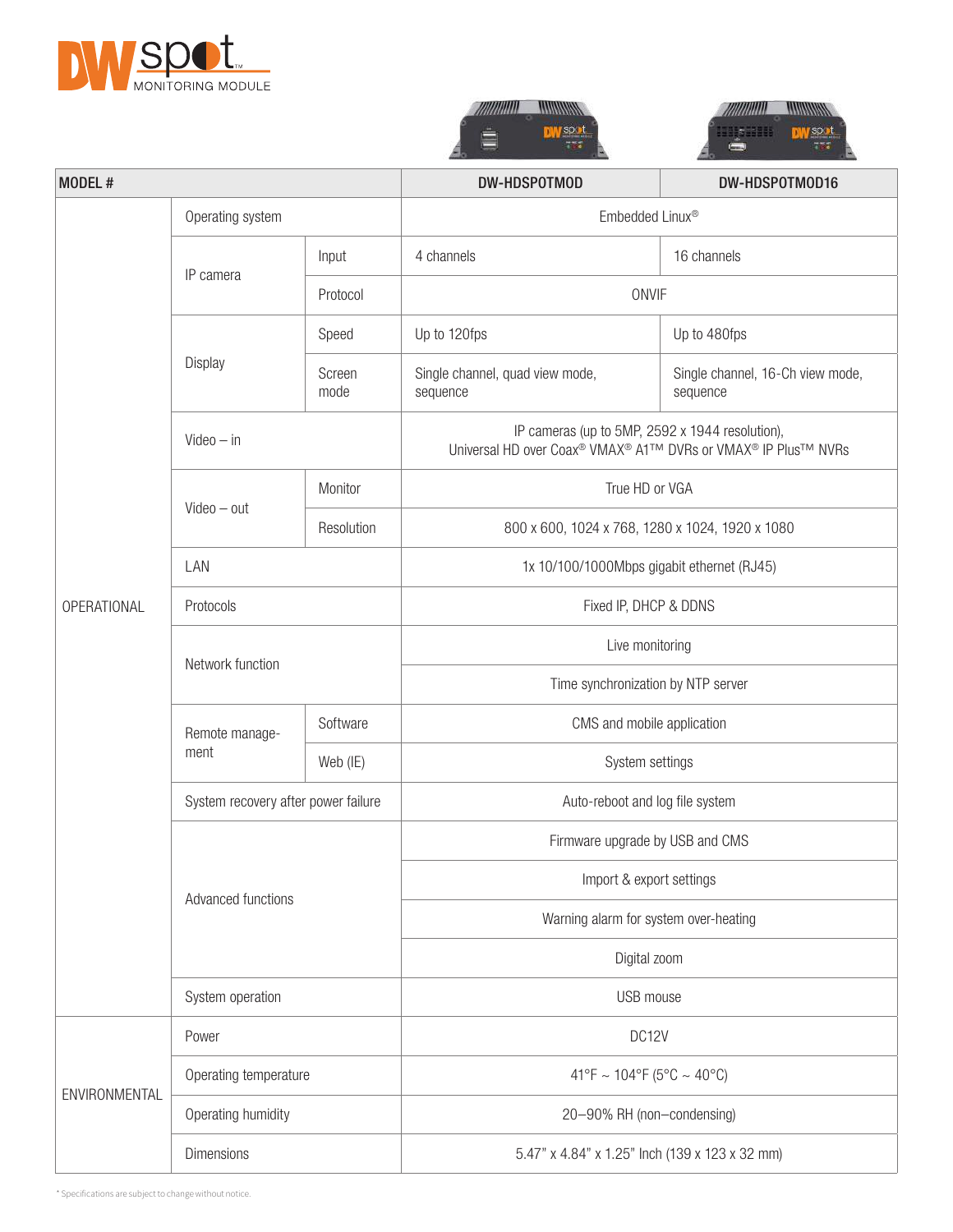# DW spot™ MONITORING MODULE

| MODEL # | | | DW-HDSPOTMOD | DW-HDSPOTMOD16 |
|---|---|---|---|---|
| OPERATIONAL | Operating system | | Embedded Linux® | |
| | IP camera | Input | 4 channels | 16 channels |
| | | Protocol | ONVIF | |
| | Display | Speed | Up to 120fps | Up to 480fps |
| | | Screen mode | Single channel, quad view mode, sequence | Single channel, 16-Ch view mode, sequence |
| | Video – in | | IP cameras (up to 5MP, 2592 x 1944 resolution), Universal HD over Coax® VMAX® A1™ DVRs or VMAX® IP Plus™ NVRs | |
| | Video – out | Monitor | True HD or VGA | |
| | | Resolution | 800 x 600, 1024 x 768, 1280 x 1024, 1920 x 1080 | |
| | LAN | | 1x 10/100/1000Mbps gigabit ethernet (RJ45) | |
| | Protocols | | Fixed IP, DHCP & DDNS | |
| | Network function | | Live monitoring | |
| | | | Time synchronization by NTP server | |
| | Remote manage-ment | Software | CMS and mobile application | |
| | | Web (IE) | System settings | |
| | System recovery after power failure | | Auto-reboot and log file system | |
| | Advanced functions | | Firmware upgrade by USB and CMS | |
| | | | Import & export settings | |
| | | | Warning alarm for system over-heating | |
| | | | Digital zoom | |
| | System operation | | USB mouse | |
| ENVIRONMENTAL | Power | | DC12V | |
| | Operating temperature | | 41°F ~ 104°F (5°C ~ 40°C) | |
| | Operating humidity | | 20–90% RH (non–condensing) | |
| | Dimensions | | 5.47" x 4.84" x 1.25" Inch (139 x 123 x 32 mm) | |

\* Specifications are subject to change without notice.